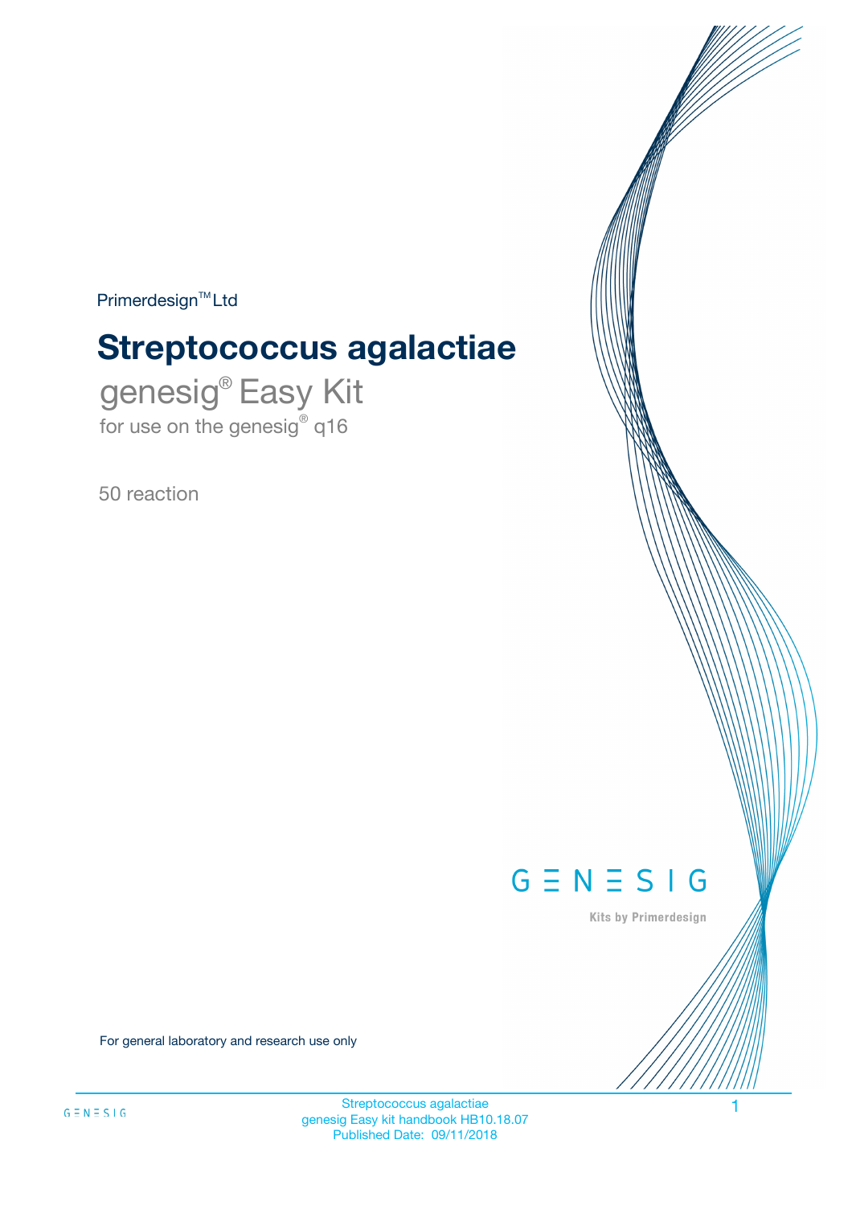Primerdesign™ Ltd

# Streptococcus agalactiae

genesig® Easy Kit

for use on the genesig® q16

50 reaction

GENESIG

Kits by Primerdesign

For general laboratory and research use only

Streptococcus agalactiae
genesig Easy kit handbook HB10.18.07
Published Date: 09/11/2018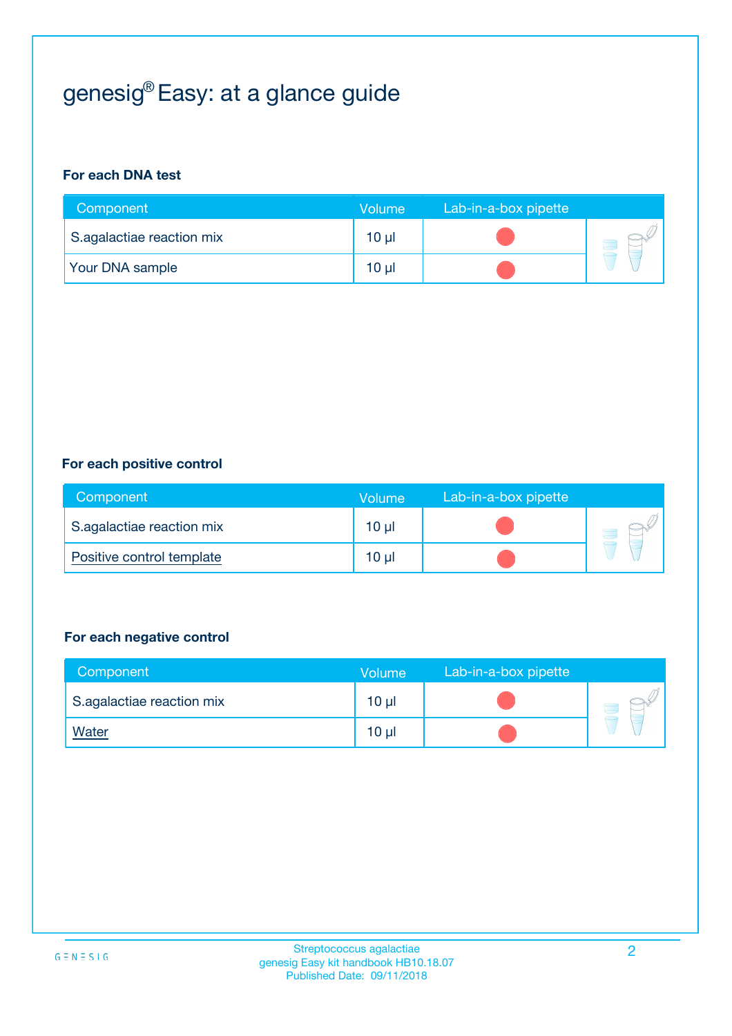# genesig® Easy: at a glance guide

**For each DNA test**

| Component | Volume | Lab-in-a-box pipette |
|---|---|---|
| S.agalactiae reaction mix | 10 µl | |
| Your DNA sample | 10 µl | |

**For each positive control**

| Component | Volume | Lab-in-a-box pipette |
|---|---|---|
| S.agalactiae reaction mix | 10 µl | |
| Positive control template | 10 µl | |

**For each negative control**

| Component | Volume | Lab-in-a-box pipette |
|---|---|---|
| S.agalactiae reaction mix | 10 µl | |
| Water | 10 µl | |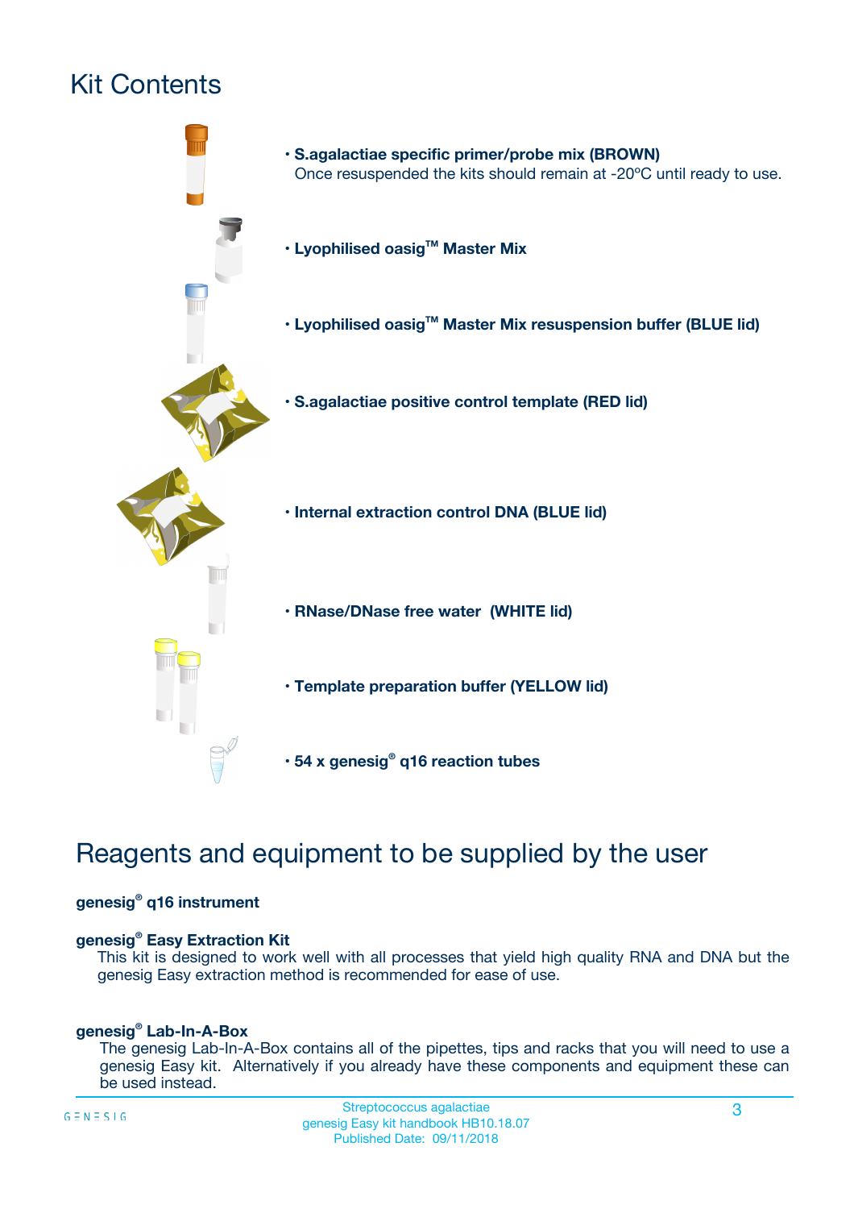# Kit Contents

- **S.agalactiae specific primer/probe mix (BROWN)**
  Once resuspended the kits should remain at -20ºC until ready to use.
- **Lyophilised oasig™ Master Mix**
- **Lyophilised oasig™ Master Mix resuspension buffer (BLUE lid)**
- **S.agalactiae positive control template (RED lid)**
- **Internal extraction control DNA (BLUE lid)**
- **RNase/DNase free water (WHITE lid)**
- **Template preparation buffer (YELLOW lid)**
- **54 x genesig® q16 reaction tubes**

# Reagents and equipment to be supplied by the user

**genesig® q16 instrument**

**genesig® Easy Extraction Kit**

This kit is designed to work well with all processes that yield high quality RNA and DNA but the genesig Easy extraction method is recommended for ease of use.

**genesig® Lab-In-A-Box**

The genesig Lab-In-A-Box contains all of the pipettes, tips and racks that you will need to use a genesig Easy kit. Alternatively if you already have these components and equipment these can be used instead.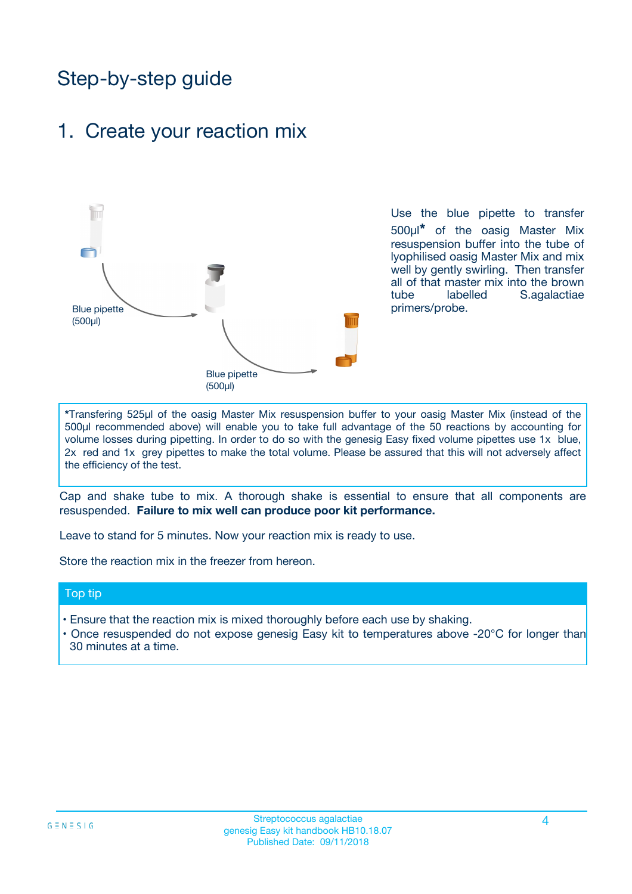# Step-by-step guide

## 1. Create your reaction mix

Blue pipette (500µl)

Blue pipette (500µl)

Use the blue pipette to transfer 500µl* of the oasig Master Mix resuspension buffer into the tube of lyophilised oasig Master Mix and mix well by gently swirling. Then transfer all of that master mix into the brown tube labelled S.agalactiae primers/probe.

*Transfering 525µl of the oasig Master Mix resuspension buffer to your oasig Master Mix (instead of the 500µl recommended above) will enable you to take full advantage of the 50 reactions by accounting for volume losses during pipetting. In order to do so with the genesig Easy fixed volume pipettes use 1x blue, 2x red and 1x grey pipettes to make the total volume. Please be assured that this will not adversely affect the efficiency of the test.

Cap and shake tube to mix. A thorough shake is essential to ensure that all components are resuspended. **Failure to mix well can produce poor kit performance.**

Leave to stand for 5 minutes. Now your reaction mix is ready to use.

Store the reaction mix in the freezer from hereon.

**Top tip**

- Ensure that the reaction mix is mixed thoroughly before each use by shaking.
- Once resuspended do not expose genesig Easy kit to temperatures above -20°C for longer than 30 minutes at a time.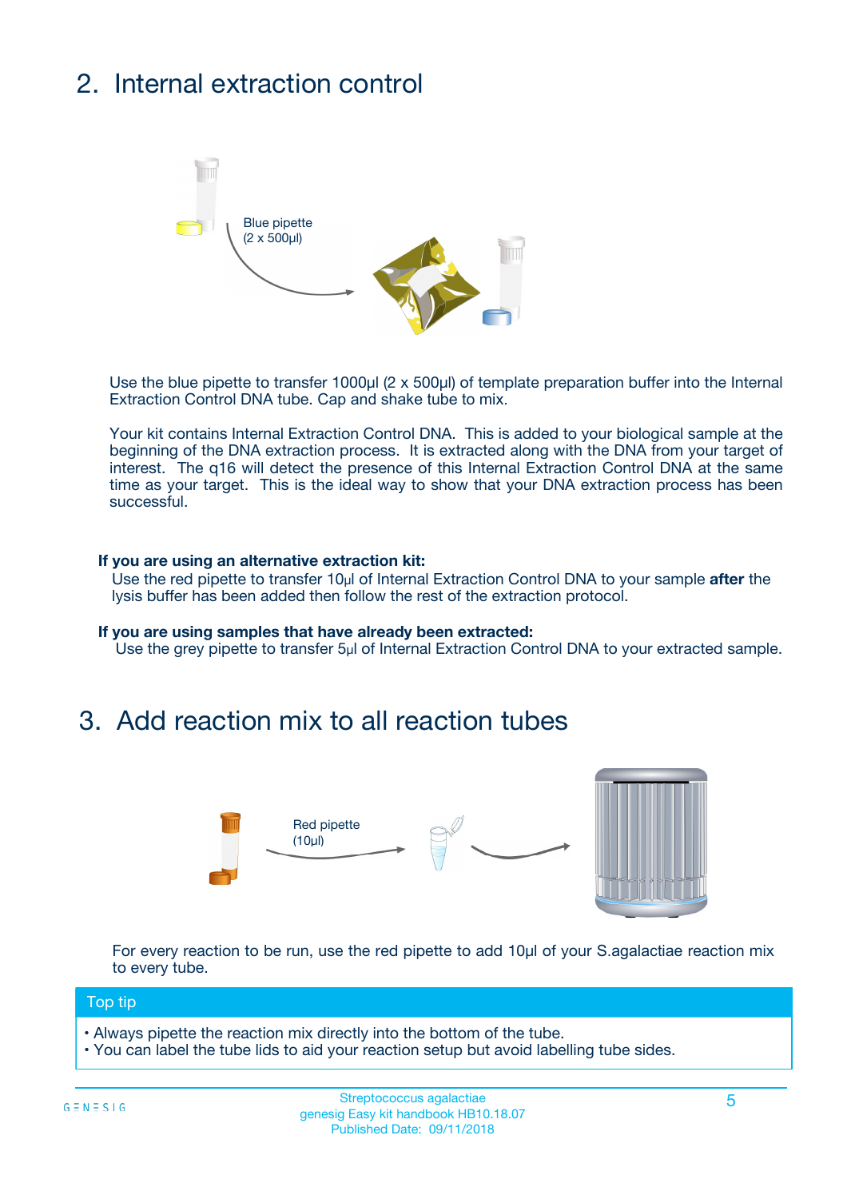## 2. Internal extraction control

Blue pipette
(2 x 500µl)

Use the blue pipette to transfer 1000µl (2 x 500µl) of template preparation buffer into the Internal Extraction Control DNA tube. Cap and shake tube to mix.

Your kit contains Internal Extraction Control DNA. This is added to your biological sample at the beginning of the DNA extraction process. It is extracted along with the DNA from your target of interest. The q16 will detect the presence of this Internal Extraction Control DNA at the same time as your target. This is the ideal way to show that your DNA extraction process has been successful.

**If you are using an alternative extraction kit:**
Use the red pipette to transfer 10µl of Internal Extraction Control DNA to your sample **after** the lysis buffer has been added then follow the rest of the extraction protocol.

**If you are using samples that have already been extracted:**
Use the grey pipette to transfer 5µl of Internal Extraction Control DNA to your extracted sample.

## 3. Add reaction mix to all reaction tubes

Red pipette
(10µl)

For every reaction to be run, use the red pipette to add 10µl of your S.agalactiae reaction mix to every tube.

**Top tip**

- Always pipette the reaction mix directly into the bottom of the tube.
- You can label the tube lids to aid your reaction setup but avoid labelling tube sides.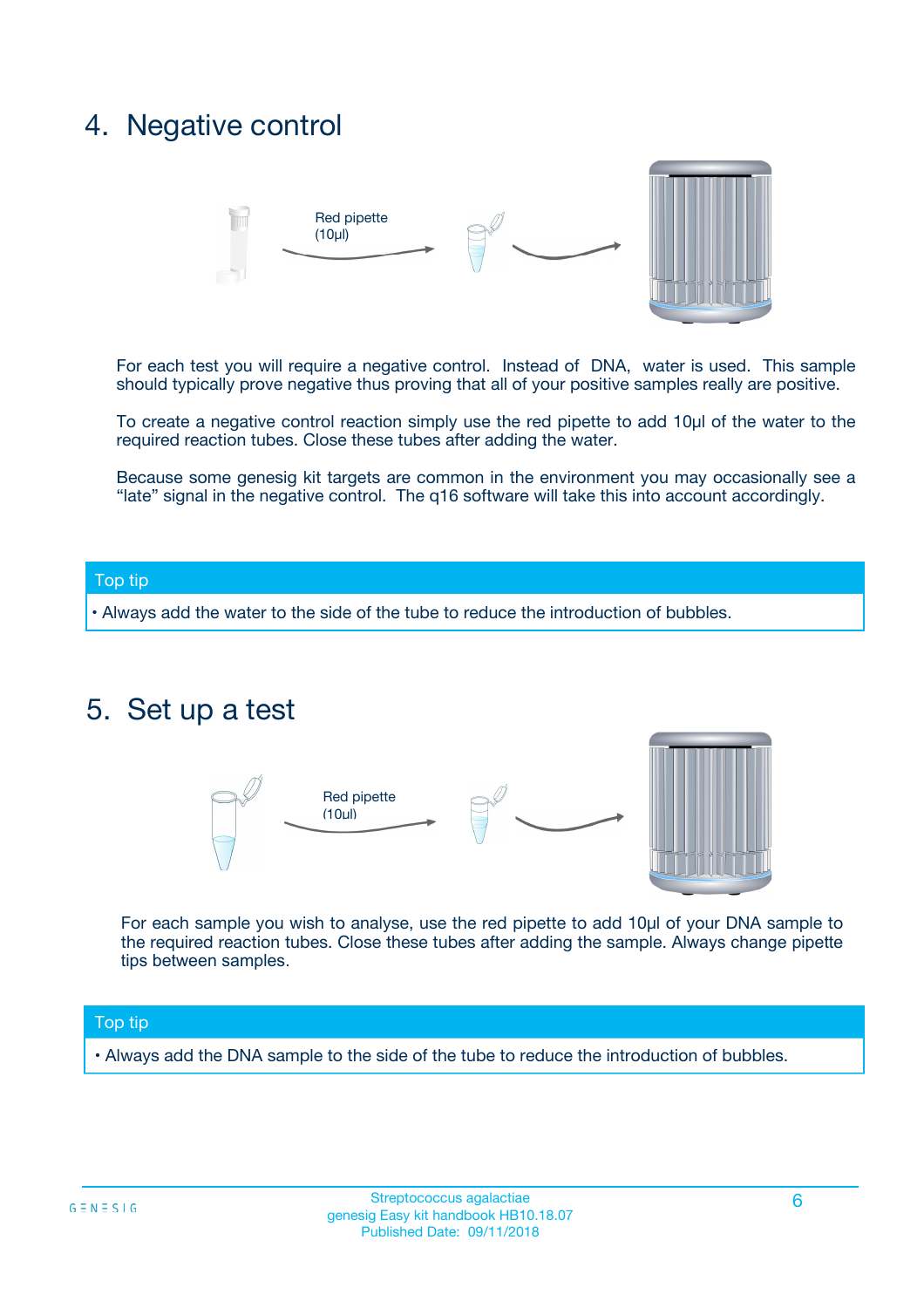## 4. Negative control

Red pipette (10µl)

For each test you will require a negative control. Instead of DNA, water is used. This sample should typically prove negative thus proving that all of your positive samples really are positive.

To create a negative control reaction simply use the red pipette to add 10µl of the water to the required reaction tubes. Close these tubes after adding the water.

Because some genesig kit targets are common in the environment you may occasionally see a "late" signal in the negative control. The q16 software will take this into account accordingly.

**Top tip**

- Always add the water to the side of the tube to reduce the introduction of bubbles.

## 5. Set up a test

Red pipette (10ul)

For each sample you wish to analyse, use the red pipette to add 10µl of your DNA sample to the required reaction tubes. Close these tubes after adding the sample. Always change pipette tips between samples.

**Top tip**

- Always add the DNA sample to the side of the tube to reduce the introduction of bubbles.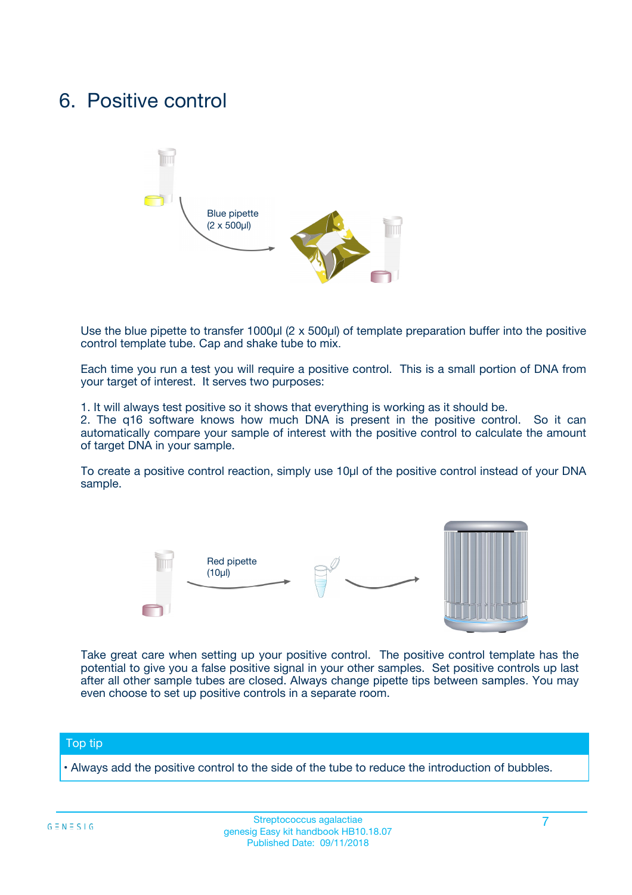# 6. Positive control

Blue pipette (2 x 500µl)

Use the blue pipette to transfer 1000µl (2 x 500µl) of template preparation buffer into the positive control template tube. Cap and shake tube to mix.

Each time you run a test you will require a positive control. This is a small portion of DNA from your target of interest. It serves two purposes:

1. It will always test positive so it shows that everything is working as it should be.
2. The q16 software knows how much DNA is present in the positive control. So it can automatically compare your sample of interest with the positive control to calculate the amount of target DNA in your sample.

To create a positive control reaction, simply use 10µl of the positive control instead of your DNA sample.

Red pipette (10µl)

Take great care when setting up your positive control. The positive control template has the potential to give you a false positive signal in your other samples. Set positive controls up last after all other sample tubes are closed. Always change pipette tips between samples. You may even choose to set up positive controls in a separate room.

## Top tip

- Always add the positive control to the side of the tube to reduce the introduction of bubbles.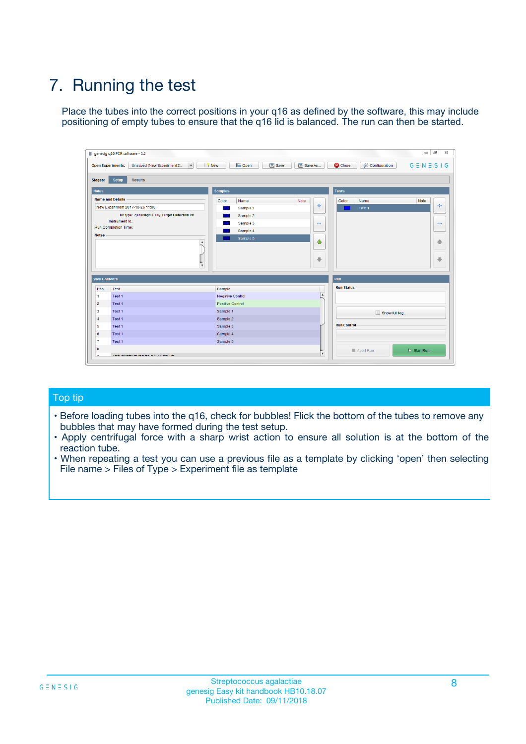# 7. Running the test

Place the tubes into the correct positions in your q16 as defined by the software, this may include positioning of empty tubes to ensure that the q16 lid is balanced. The run can then be started.

## Top tip

- Before loading tubes into the q16, check for bubbles! Flick the bottom of the tubes to remove any bubbles that may have formed during the test setup.
- Apply centrifugal force with a sharp wrist action to ensure all solution is at the bottom of the reaction tube.
- When repeating a test you can use a previous file as a template by clicking 'open' then selecting File name > Files of Type > Experiment file as template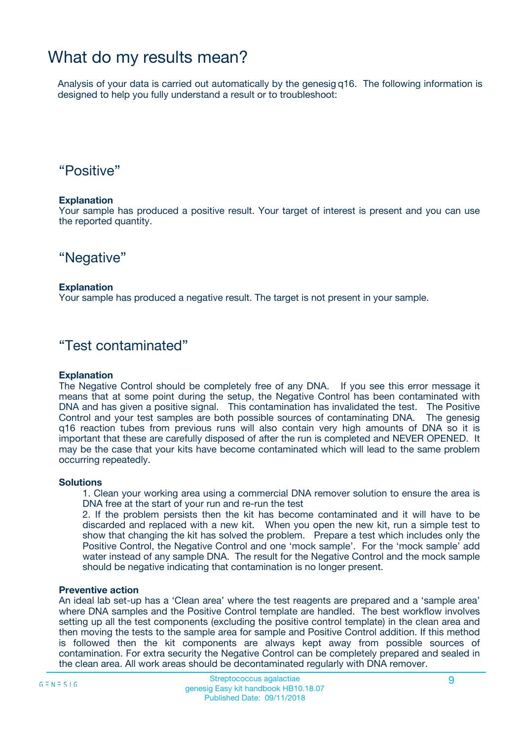# What do my results mean?

Analysis of your data is carried out automatically by the genesig q16. The following information is designed to help you fully understand a result or to troubleshoot:

## “Positive”

**Explanation**
Your sample has produced a positive result. Your target of interest is present and you can use the reported quantity.

## “Negative”

**Explanation**
Your sample has produced a negative result. The target is not present in your sample.

## “Test contaminated”

**Explanation**
The Negative Control should be completely free of any DNA. If you see this error message it means that at some point during the setup, the Negative Control has been contaminated with DNA and has given a positive signal. This contamination has invalidated the test. The Positive Control and your test samples are both possible sources of contaminating DNA. The genesig q16 reaction tubes from previous runs will also contain very high amounts of DNA so it is important that these are carefully disposed of after the run is completed and NEVER OPENED. It may be the case that your kits have become contaminated which will lead to the same problem occurring repeatedly.

**Solutions**

1. Clean your working area using a commercial DNA remover solution to ensure the area is DNA free at the start of your run and re-run the test
2. If the problem persists then the kit has become contaminated and it will have to be discarded and replaced with a new kit. When you open the new kit, run a simple test to show that changing the kit has solved the problem. Prepare a test which includes only the Positive Control, the Negative Control and one ‘mock sample’. For the ‘mock sample’ add water instead of any sample DNA. The result for the Negative Control and the mock sample should be negative indicating that contamination is no longer present.

**Preventive action**
An ideal lab set-up has a ‘Clean area’ where the test reagents are prepared and a ‘sample area’ where DNA samples and the Positive Control template are handled. The best workflow involves setting up all the test components (excluding the positive control template) in the clean area and then moving the tests to the sample area for sample and Positive Control addition. If this method is followed then the kit components are always kept away from possible sources of contamination. For extra security the Negative Control can be completely prepared and sealed in the clean area. All work areas should be decontaminated regularly with DNA remover.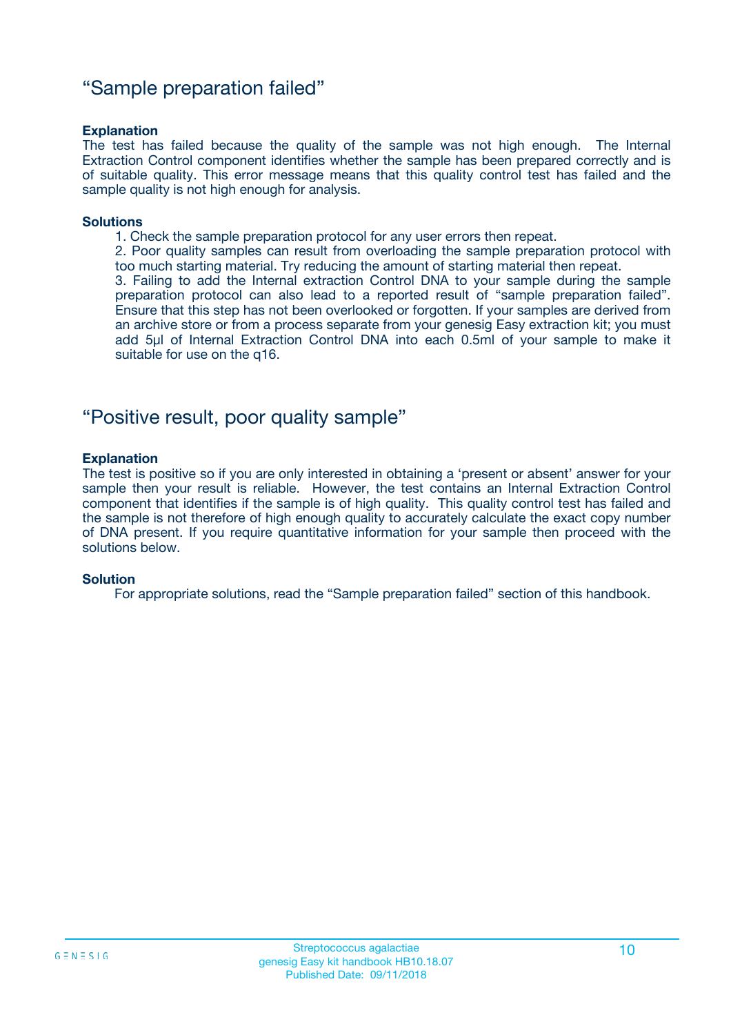## “Sample preparation failed”

**Explanation**

The test has failed because the quality of the sample was not high enough. The Internal Extraction Control component identifies whether the sample has been prepared correctly and is of suitable quality. This error message means that this quality control test has failed and the sample quality is not high enough for analysis.

**Solutions**

1. Check the sample preparation protocol for any user errors then repeat.
2. Poor quality samples can result from overloading the sample preparation protocol with too much starting material. Try reducing the amount of starting material then repeat.
3. Failing to add the Internal extraction Control DNA to your sample during the sample preparation protocol can also lead to a reported result of “sample preparation failed”. Ensure that this step has not been overlooked or forgotten. If your samples are derived from an archive store or from a process separate from your genesig Easy extraction kit; you must add 5µl of Internal Extraction Control DNA into each 0.5ml of your sample to make it suitable for use on the q16.

## “Positive result, poor quality sample”

**Explanation**

The test is positive so if you are only interested in obtaining a ‘present or absent’ answer for your sample then your result is reliable. However, the test contains an Internal Extraction Control component that identifies if the sample is of high quality. This quality control test has failed and the sample is not therefore of high enough quality to accurately calculate the exact copy number of DNA present. If you require quantitative information for your sample then proceed with the solutions below.

**Solution**

For appropriate solutions, read the “Sample preparation failed” section of this handbook.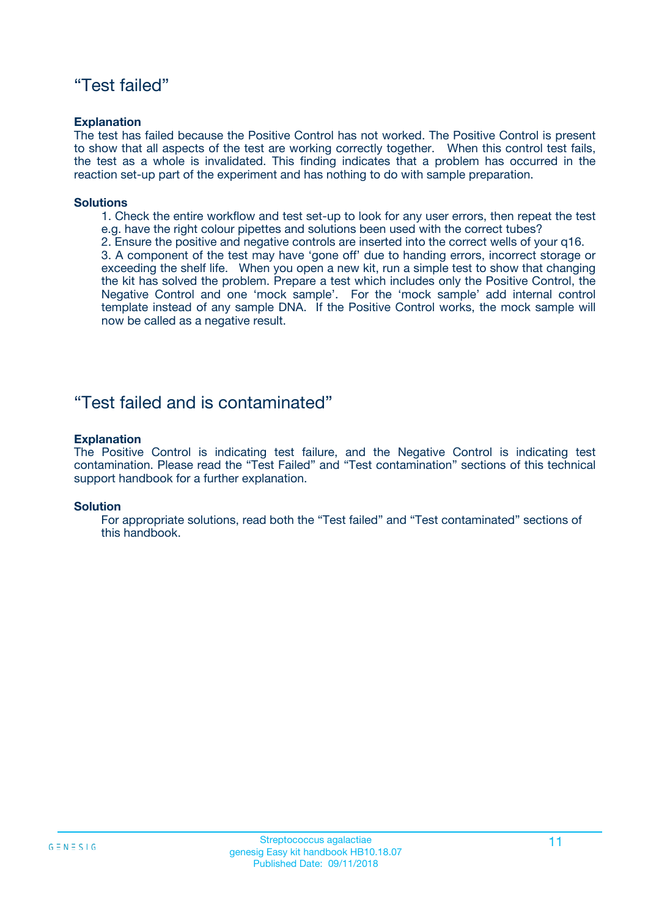## “Test failed”

**Explanation**

The test has failed because the Positive Control has not worked. The Positive Control is present to show that all aspects of the test are working correctly together. When this control test fails, the test as a whole is invalidated. This finding indicates that a problem has occurred in the reaction set-up part of the experiment and has nothing to do with sample preparation.

**Solutions**

1. Check the entire workflow and test set-up to look for any user errors, then repeat the test e.g. have the right colour pipettes and solutions been used with the correct tubes?
2. Ensure the positive and negative controls are inserted into the correct wells of your q16.
3. A component of the test may have ‘gone off’ due to handing errors, incorrect storage or exceeding the shelf life. When you open a new kit, run a simple test to show that changing the kit has solved the problem. Prepare a test which includes only the Positive Control, the Negative Control and one ‘mock sample’. For the ‘mock sample’ add internal control template instead of any sample DNA. If the Positive Control works, the mock sample will now be called as a negative result.

## “Test failed and is contaminated”

**Explanation**

The Positive Control is indicating test failure, and the Negative Control is indicating test contamination. Please read the “Test Failed” and “Test contamination” sections of this technical support handbook for a further explanation.

**Solution**

For appropriate solutions, read both the “Test failed” and “Test contaminated” sections of this handbook.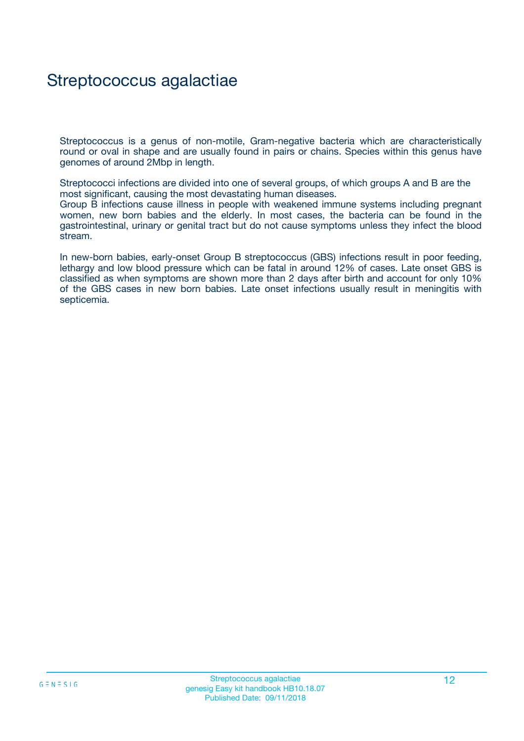# Streptococcus agalactiae

Streptococcus is a genus of non-motile, Gram-negative bacteria which are characteristically round or oval in shape and are usually found in pairs or chains. Species within this genus have genomes of around 2Mbp in length.

Streptococci infections are divided into one of several groups, of which groups A and B are the most significant, causing the most devastating human diseases.
Group B infections cause illness in people with weakened immune systems including pregnant women, new born babies and the elderly. In most cases, the bacteria can be found in the gastrointestinal, urinary or genital tract but do not cause symptoms unless they infect the blood stream.

In new-born babies, early-onset Group B streptococcus (GBS) infections result in poor feeding, lethargy and low blood pressure which can be fatal in around 12% of cases. Late onset GBS is classified as when symptoms are shown more than 2 days after birth and account for only 10% of the GBS cases in new born babies. Late onset infections usually result in meningitis with septicemia.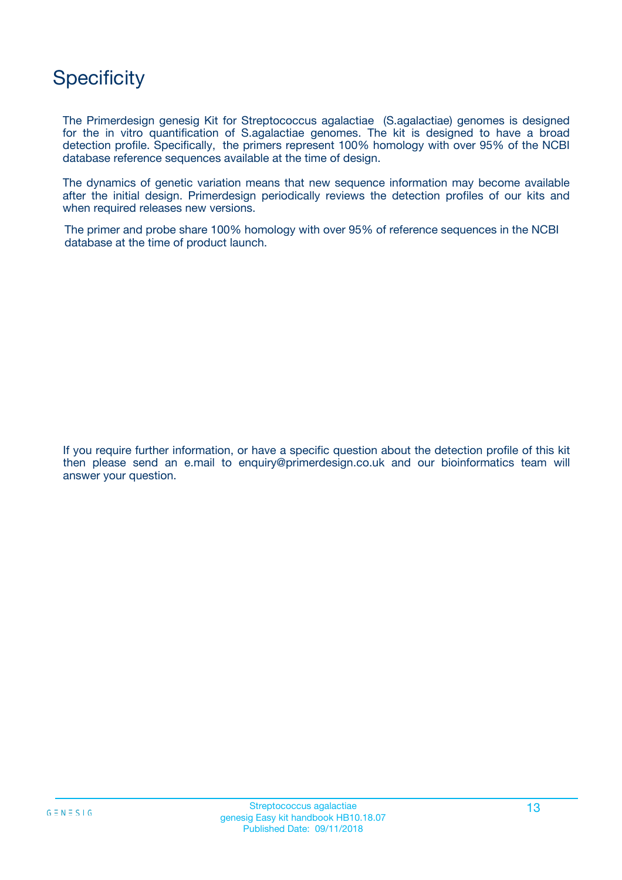# Specificity

The Primerdesign genesig Kit for Streptococcus agalactiae (S.agalactiae) genomes is designed for the in vitro quantification of S.agalactiae genomes. The kit is designed to have a broad detection profile. Specifically, the primers represent 100% homology with over 95% of the NCBI database reference sequences available at the time of design.

The dynamics of genetic variation means that new sequence information may become available after the initial design. Primerdesign periodically reviews the detection profiles of our kits and when required releases new versions.

The primer and probe share 100% homology with over 95% of reference sequences in the NCBI database at the time of product launch.

If you require further information, or have a specific question about the detection profile of this kit then please send an e.mail to enquiry@primerdesign.co.uk and our bioinformatics team will answer your question.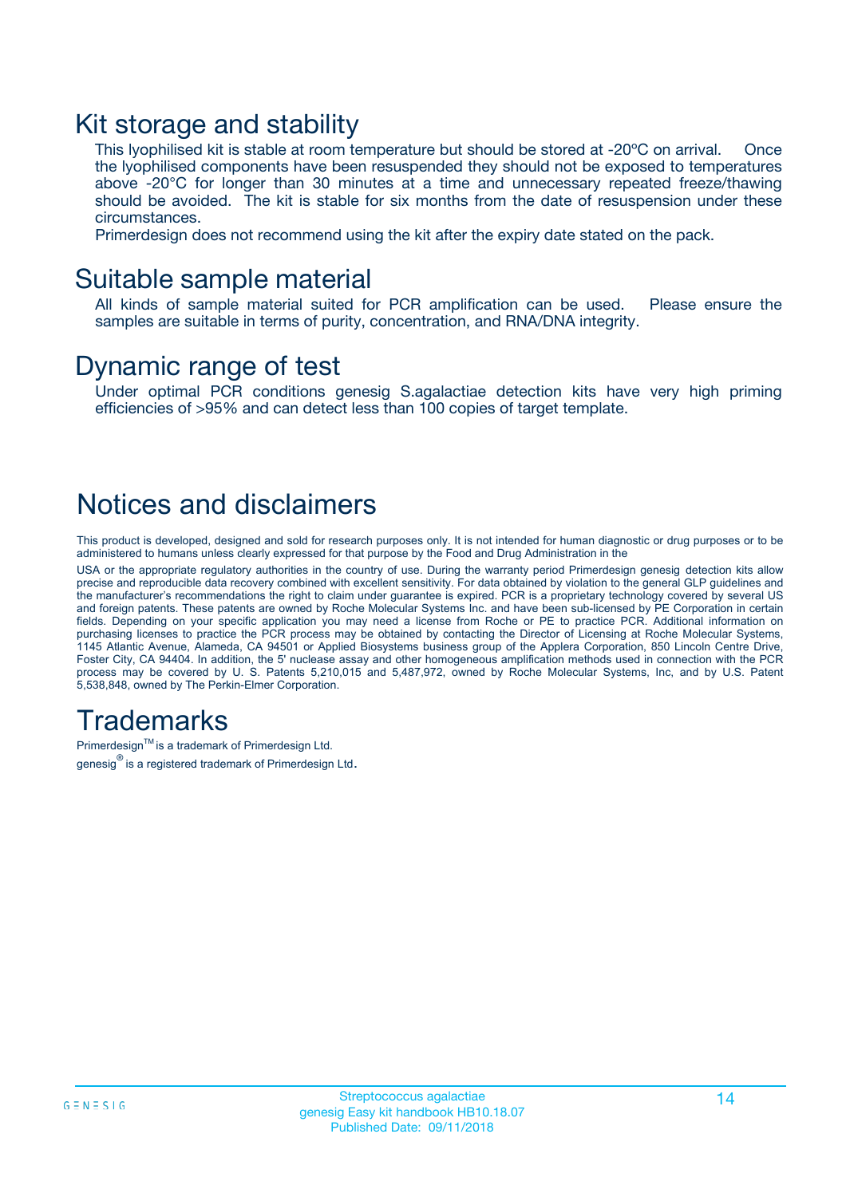## Kit storage and stability

This lyophilised kit is stable at room temperature but should be stored at -20ºC on arrival. Once the lyophilised components have been resuspended they should not be exposed to temperatures above -20°C for longer than 30 minutes at a time and unnecessary repeated freeze/thawing should be avoided. The kit is stable for six months from the date of resuspension under these circumstances.

Primerdesign does not recommend using the kit after the expiry date stated on the pack.

## Suitable sample material

All kinds of sample material suited for PCR amplification can be used. Please ensure the samples are suitable in terms of purity, concentration, and RNA/DNA integrity.

## Dynamic range of test

Under optimal PCR conditions genesig S.agalactiae detection kits have very high priming efficiencies of >95% and can detect less than 100 copies of target template.

# Notices and disclaimers

This product is developed, designed and sold for research purposes only. It is not intended for human diagnostic or drug purposes or to be administered to humans unless clearly expressed for that purpose by the Food and Drug Administration in the

USA or the appropriate regulatory authorities in the country of use. During the warranty period Primerdesign genesig detection kits allow precise and reproducible data recovery combined with excellent sensitivity. For data obtained by violation to the general GLP guidelines and the manufacturer's recommendations the right to claim under guarantee is expired. PCR is a proprietary technology covered by several US and foreign patents. These patents are owned by Roche Molecular Systems Inc. and have been sub-licensed by PE Corporation in certain fields. Depending on your specific application you may need a license from Roche or PE to practice PCR. Additional information on purchasing licenses to practice the PCR process may be obtained by contacting the Director of Licensing at Roche Molecular Systems, 1145 Atlantic Avenue, Alameda, CA 94501 or Applied Biosystems business group of the Applera Corporation, 850 Lincoln Centre Drive, Foster City, CA 94404. In addition, the 5' nuclease assay and other homogeneous amplification methods used in connection with the PCR process may be covered by U. S. Patents 5,210,015 and 5,487,972, owned by Roche Molecular Systems, Inc, and by U.S. Patent 5,538,848, owned by The Perkin-Elmer Corporation.

# Trademarks

Primerdesign™ is a trademark of Primerdesign Ltd.

genesig® is a registered trademark of Primerdesign Ltd.